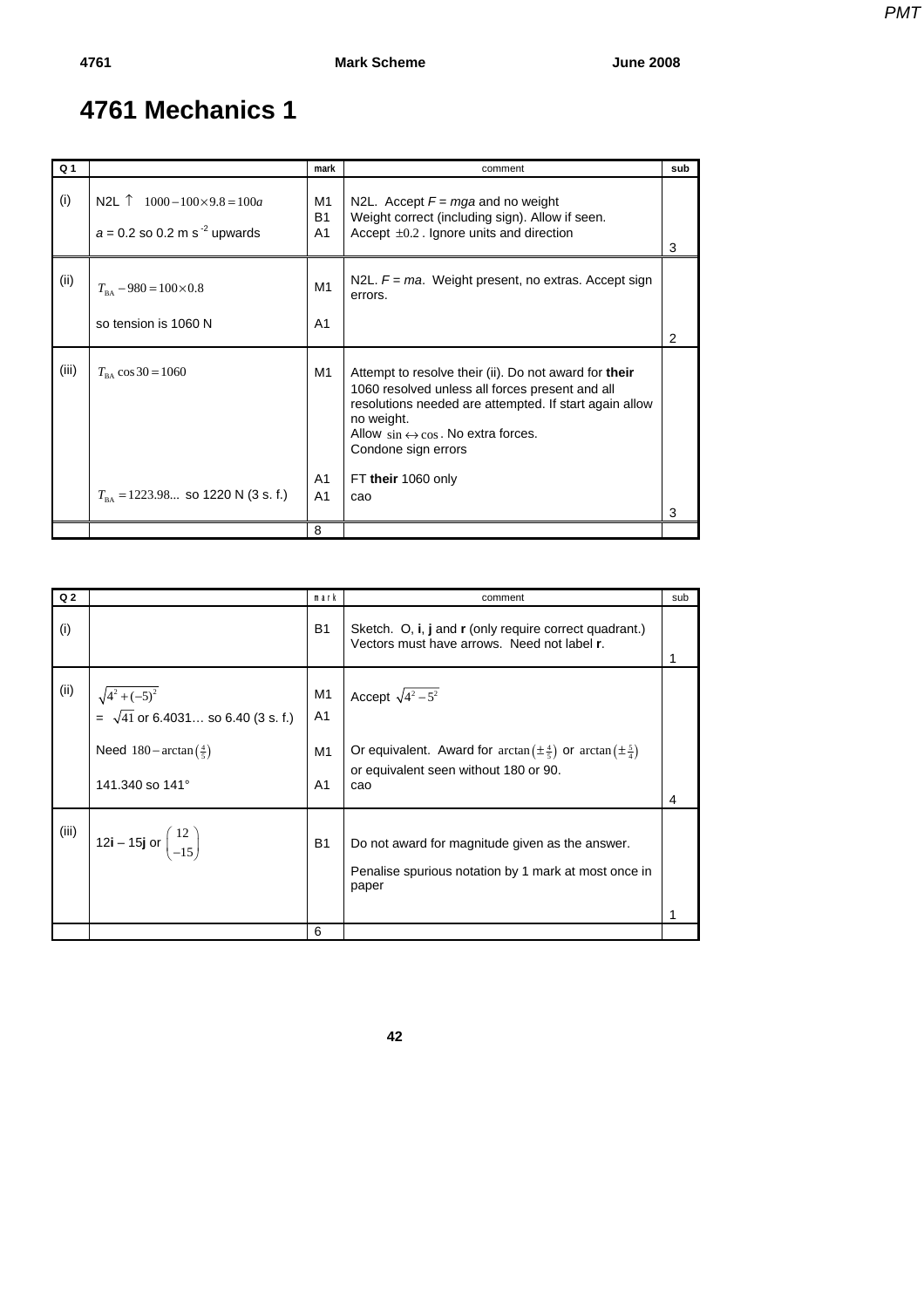# 4761 Mechanics 1

| Q 1 | | mark | comment | sub |
|---|---|---|---|---|
| (i) | N2L ↑ $1000 - 100 \times 9.8 = 100a$ | M1 | N2L. Accept $F = mga$ and no weight | |
| | | B1 | Weight correct (including sign). Allow if seen. | |
| | $a = 0.2$ so 0.2 m s$^{-2}$ upwards | A1 | Accept $\pm 0.2$. Ignore units and direction | 3 |
| (ii) | $T_{\text{BA}} - 980 = 100 \times 0.8$ | M1 | N2L. $F = ma$. Weight present, no extras. Accept sign errors. | |
| | so tension is 1060 N | A1 | | 2 |
| (iii) | $T_{\text{BA}} \cos 30 = 1060$ | M1 | Attempt to resolve their (ii). Do not award for **their** 1060 resolved unless all forces present and all resolutions needed are attempted. If start again allow no weight. Allow $\sin \leftrightarrow \cos$. No extra forces. Condone sign errors | |
| | | A1 | FT **their** 1060 only | |
| | $T_{\text{BA}} = 1223.98...$ so 1220 N (3 s. f.) | A1 | cao | 3 |
| | | 8 | | |

| Q 2 | | mark | comment | sub |
|---|---|---|---|---|
| (i) | | B1 | Sketch. O, **i**, **j** and **r** (only require correct quadrant.) Vectors must have arrows. Need not label **r**. | 1 |
| (ii) | $\sqrt{4^2 + (-5)^2}$ | M1 | Accept $\sqrt{4^2 - 5^2}$ | |
| | $= \sqrt{41}$ or 6.4031… so 6.40 (3 s. f.) | A1 | | |
| | Need $180 - \arctan\left(\frac{4}{5}\right)$ | M1 | Or equivalent. Award for $\arctan\left(\pm\frac{4}{5}\right)$ or $\arctan\left(\pm\frac{5}{4}\right)$ or equivalent seen without 180 or 90. | |
| | 141.340 so 141° | A1 | cao | 4 |
| (iii) | 12**i** – 15**j** or $\begin{pmatrix} 12 \\ -15 \end{pmatrix}$ | B1 | Do not award for magnitude given as the answer. Penalise spurious notation by 1 mark at most once in paper | 1 |
| | | 6 | | |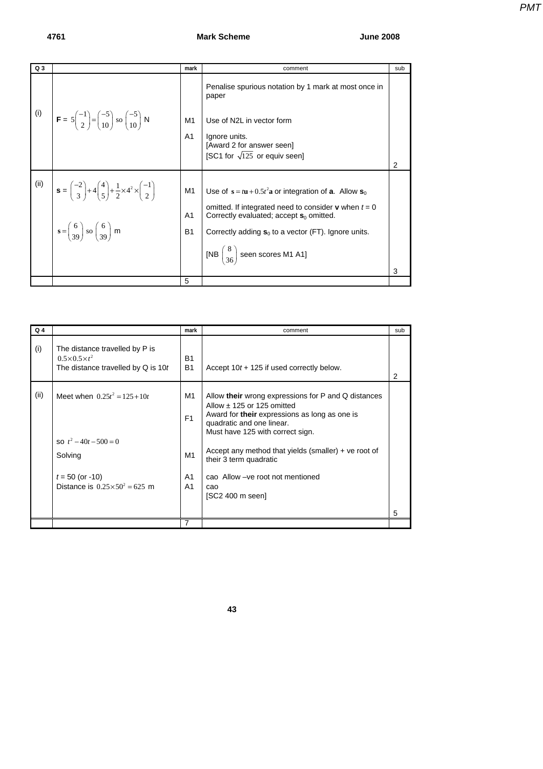| Q 3 | | mark | comment | sub |
|---|---|---|---|---|
| | | | Penalise spurious notation by 1 mark at most once in paper | |
| (i) | **F** = $5\begin{pmatrix}-1\\2\end{pmatrix}=\begin{pmatrix}-5\\10\end{pmatrix}$ so $\begin{pmatrix}-5\\10\end{pmatrix}$ N | M1 | Use of N2L in vector form | |
| | | A1 | Ignore units. [Award 2 for answer seen] [SC1 for $\sqrt{125}$ or equiv seen] | 2 |
| (ii) | **s** = $\begin{pmatrix}-2\\3\end{pmatrix}+4\begin{pmatrix}4\\5\end{pmatrix}+\frac{1}{2}\times4^2\times\begin{pmatrix}-1\\2\end{pmatrix}$ | M1 | Use of $\mathbf{s}=t\mathbf{u}+0.5t^2\mathbf{a}$ or integration of **a**. Allow $\mathbf{s}_0$ omitted. If integrated need to consider **v** when $t = 0$ | |
| | | A1 | Correctly evaluated; accept $\mathbf{s}_0$ omitted. | |
| | $\mathbf{s}=\begin{pmatrix}6\\39\end{pmatrix}$ so $\begin{pmatrix}6\\39\end{pmatrix}$ m | B1 | Correctly adding $\mathbf{s}_0$ to a vector (FT). Ignore units. | |
| | | | [NB $\begin{pmatrix}8\\36\end{pmatrix}$ seen scores M1 A1] | 3 |
| | | 5 | | |

| Q 4 | | mark | comment | sub |
|---|---|---|---|---|
| (i) | The distance travelled by P is $0.5\times0.5\times t^2$ | B1 | | |
| | The distance travelled by Q is $10t$ | B1 | Accept $10t + 125$ if used correctly below. | 2 |
| (ii) | Meet when $0.25t^2=125+10t$ | M1 | Allow **their** wrong expressions for P and Q distances. Allow ± 125 or 125 omitted | |
| | | F1 | Award for **their** expressions as long as one is quadratic and one linear. Must have 125 with correct sign. | |
| | so $t^2-40t-500=0$ | | | |
| | Solving | M1 | Accept any method that yields (smaller) + ve root of their 3 term quadratic | |
| | $t = 50$ (or -10) | A1 | cao Allow –ve root not mentioned | |
| | Distance is $0.25\times50^2=625$ m | A1 | cao [SC2 400 m seen] | 5 |
| | | 7 | | |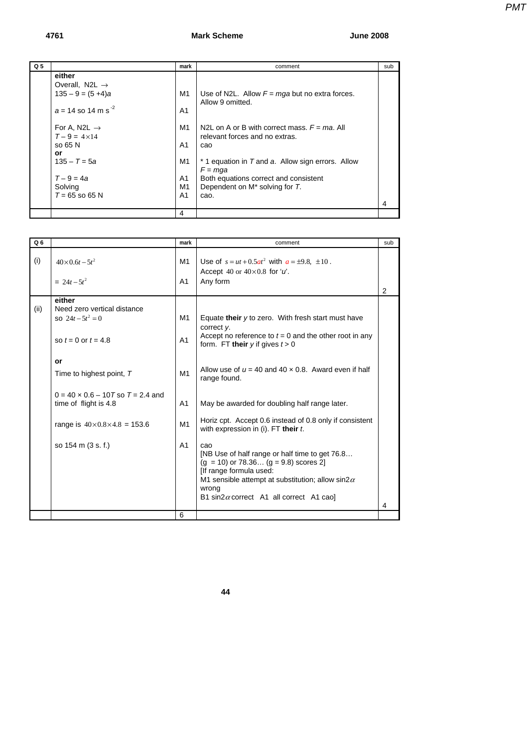| Q 5 | | mark | comment | sub |
|---|---|---|---|---|
| | **either** | | | |
| | Overall, N2L → | | | |
| | $135 - 9 = (5 + 4)a$ | M1 | Use of N2L. Allow $F = mga$ but no extra forces. Allow 9 omitted. | |
| | $a = 14$ so 14 m s$^{-2}$ | A1 | | |
| | For A, N2L → | M1 | N2L on A or B with correct mass. $F = ma$. All relevant forces and no extras. | |
| | $T - 9 = 4 \times 14$ | | | |
| | so 65 N | A1 | cao | |
| | **or** | | | |
| | $135 - T = 5a$ | M1 | * 1 equation in $T$ and $a$. Allow sign errors. Allow $F = mga$ | |
| | $T - 9 = 4a$ | A1 | Both equations correct and consistent | |
| | Solving | M1 | Dependent on M* solving for $T$. | |
| | $T = 65$ so 65 N | A1 | cao. | 4 |
| | | 4 | | |

| Q 6 | | mark | comment | sub |
|---|---|---|---|---|
| (i) | $40 \times 0.6t - 5t^2$ | M1 | Use of $s = ut + 0.5at^2$ with $a = \pm 9.8, \ \pm 10$. Accept $40$ or $40 \times 0.8$ for '$u$'. | |
| | $= 24t - 5t^2$ | A1 | Any form | 2 |
| (ii) | **either** | | | |
| | Need zero vertical distance | | | |
| | so $24t - 5t^2 = 0$ | M1 | Equate **their** $y$ to zero. With fresh start must have correct $y$. | |
| | so $t = 0$ or $t = 4.8$ | A1 | Accept no reference to $t = 0$ and the other root in any form. FT **their** $y$ if gives $t > 0$ | |
| | **or** | | | |
| | Time to highest point, $T$ | M1 | Allow use of $u = 40$ and $40 \times 0.8$. Award even if half range found. | |
| | $0 = 40 \times 0.6 - 10T$ so $T = 2.4$ and time of flight is 4.8 | A1 | May be awarded for doubling half range later. | |
| | range is $40 \times 0.8 \times 4.8 = 153.6$ | M1 | Horiz cpt. Accept 0.6 instead of 0.8 only if consistent with expression in (i). FT **their** $t$. | |
| | so 154 m (3 s. f.) | A1 | cao<br>[NB Use of half range or half time to get 76.8… ($g = 10$) or 78.36… ($g = 9.8$) scores 2]<br>[If range formula used:<br>M1 sensible attempt at substitution; allow $\sin 2\alpha$ wrong<br>B1 $\sin 2\alpha$ correct A1 all correct A1 cao] | 4 |
| | | 6 | | |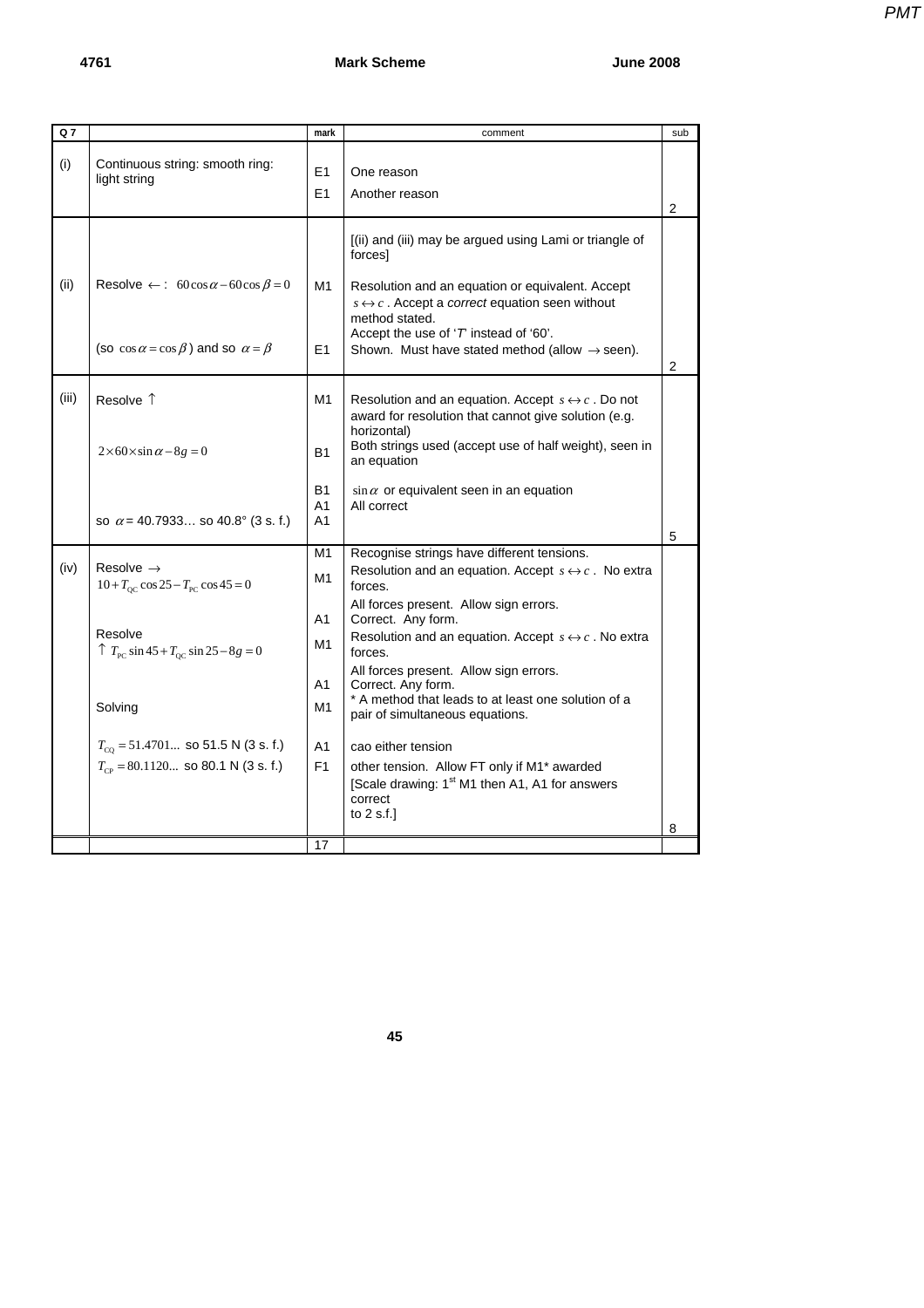| Q 7 | | mark | comment | sub |
|---|---|---|---|---|
| (i) | Continuous string: smooth ring: light string | E1<br>E1 | One reason<br>Another reason | 2 |
| | | | [(ii) and (iii) may be argued using Lami or triangle of forces] | |
| (ii) | Resolve $\leftarrow$ : $60\cos\alpha - 60\cos\beta = 0$ | M1 | Resolution and an equation or equivalent. Accept $s \leftrightarrow c$. Accept a *correct* equation seen without method stated.<br>Accept the use of '*T*' instead of '60'. | |
| | (so $\cos\alpha = \cos\beta$) and so $\alpha = \beta$ | E1 | Shown. Must have stated method (allow $\rightarrow$ seen). | 2 |
| (iii) | Resolve $\uparrow$ | M1 | Resolution and an equation. Accept $s \leftrightarrow c$. Do not award for resolution that cannot give solution (e.g. horizontal) | |
| | $2 \times 60 \times \sin\alpha - 8g = 0$ | B1 | Both strings used (accept use of half weight), seen in an equation | |
| | | B1<br>A1 | $\sin\alpha$ or equivalent seen in an equation<br>All correct | |
| | so $\alpha$ = 40.7933… so 40.8° (3 s. f.) | A1 | | 5 |
| | | M1 | Recognise strings have different tensions. | |
| (iv) | Resolve $\rightarrow$<br>$10 + T_{QC}\cos 25 - T_{PC}\cos 45 = 0$ | M1 | Resolution and an equation. Accept $s \leftrightarrow c$. No extra forces. | |
| | | A1 | All forces present. Allow sign errors.<br>Correct. Any form. | |
| | Resolve<br>$\uparrow$ $T_{PC}\sin 45 + T_{QC}\sin 25 - 8g = 0$ | M1 | Resolution and an equation. Accept $s \leftrightarrow c$. No extra forces. | |
| | | A1 | All forces present. Allow sign errors.<br>Correct. Any form. | |
| | Solving | M1 | * A method that leads to at least one solution of a pair of simultaneous equations. | |
| | $T_{CQ} = 51.4701...$ so 51.5 N (3 s. f.) | A1 | cao either tension | |
| | $T_{CP} = 80.1120...$ so 80.1 N (3 s. f.) | F1 | other tension. Allow FT only if M1* awarded<br>[Scale drawing: 1st M1 then A1, A1 for answers correct to 2 s.f.] | 8 |
| | | 17 | | |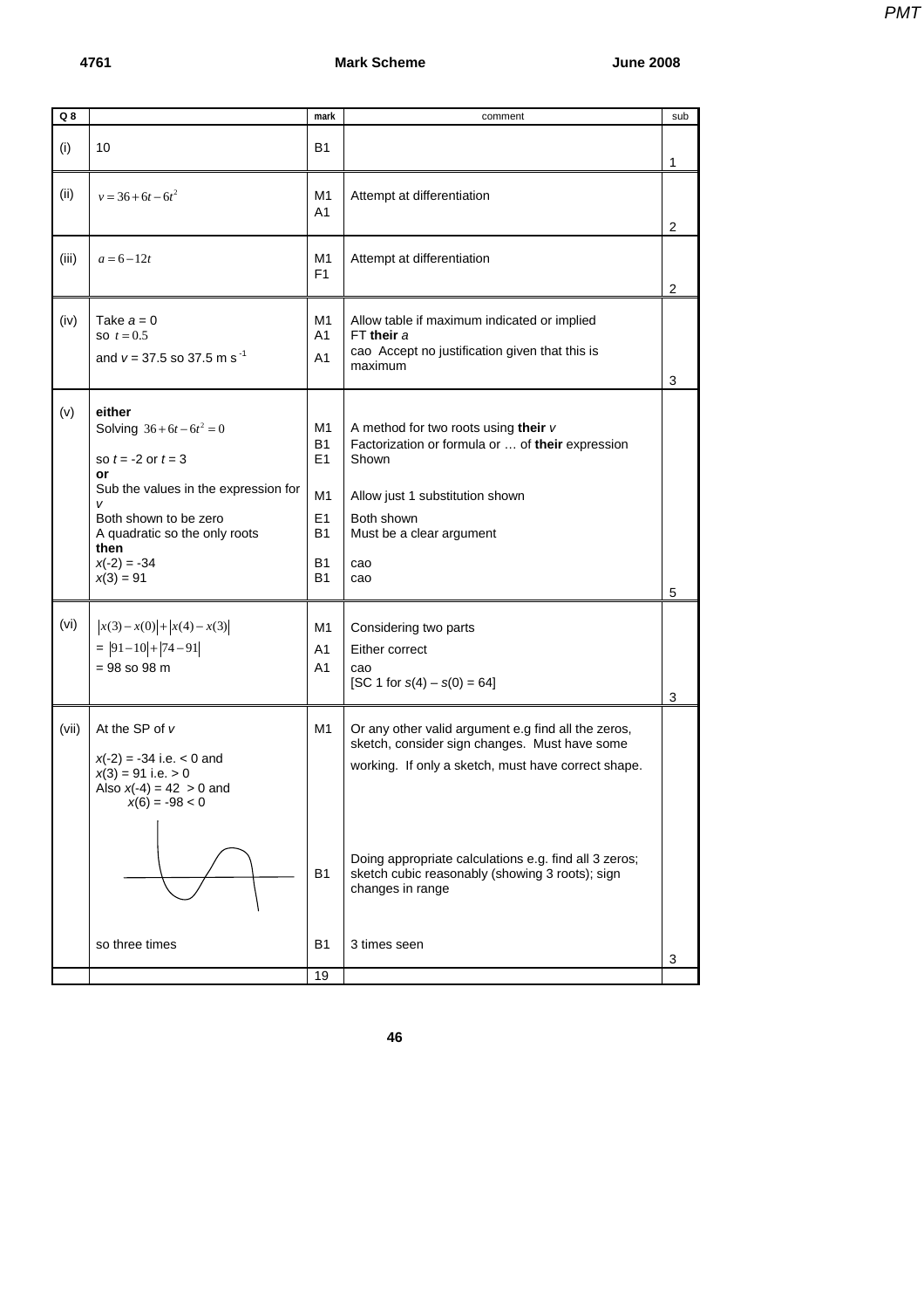| Q 8 | | mark | comment | sub |
|---|---|---|---|---|
| (i) | 10 | B1 | | 1 |
| (ii) | $v = 36 + 6t - 6t^2$ | M1<br>A1 | Attempt at differentiation | 2 |
| (iii) | $a = 6 - 12t$ | M1<br>F1 | Attempt at differentiation | 2 |
| (iv) | Take $a = 0$<br>so $t = 0.5$<br>and $v = 37.5$ so 37.5 m s$^{-1}$ | M1<br>A1<br>A1 | Allow table if maximum indicated or implied<br>FT **their** $a$<br>cao Accept no justification given that this is maximum | 3 |
| (v) | **either**<br>Solving $36 + 6t - 6t^2 = 0$<br><br>so $t = -2$ or $t = 3$<br>**or**<br>Sub the values in the expression for $v$<br>Both shown to be zero<br>A quadratic so the only roots<br>**then**<br>$x(-2) = -34$<br>$x(3) = 91$ | M1<br>B1<br>E1<br><br>M1<br>E1<br>B1<br><br>B1<br>B1 | A method for two roots using **their** $v$<br>Factorization or formula or … of **their** expression<br>Shown<br><br>Allow just 1 substitution shown<br>Both shown<br>Must be a clear argument<br><br>cao<br>cao | 5 |
| (vi) | $\lvert x(3) - x(0)\rvert + \lvert x(4) - x(3)\rvert$<br>$= \lvert 91 - 10\rvert + \lvert 74 - 91\rvert$<br>$= 98$ so 98 m | M1<br>A1<br>A1 | Considering two parts<br>Either correct<br>cao<br>[SC 1 for $s(4) - s(0) = 64$] | 3 |
| (vii) | At the SP of $v$<br><br>$x(-2) = -34$ i.e. $< 0$ and<br>$x(3) = 91$ i.e. $> 0$<br>Also $x(-4) = 42 > 0$ and<br>$x(6) = -98 < 0$<br><br>[sketch of cubic]<br><br>so three times | M1<br><br><br><br><br><br>B1<br><br>B1 | Or any other valid argument e.g find all the zeros, sketch, consider sign changes. Must have some working. If only a sketch, must have correct shape.<br><br>Doing appropriate calculations e.g. find all 3 zeros; sketch cubic reasonably (showing 3 roots); sign changes in range<br><br>3 times seen | 3 |
| | | 19 | | |